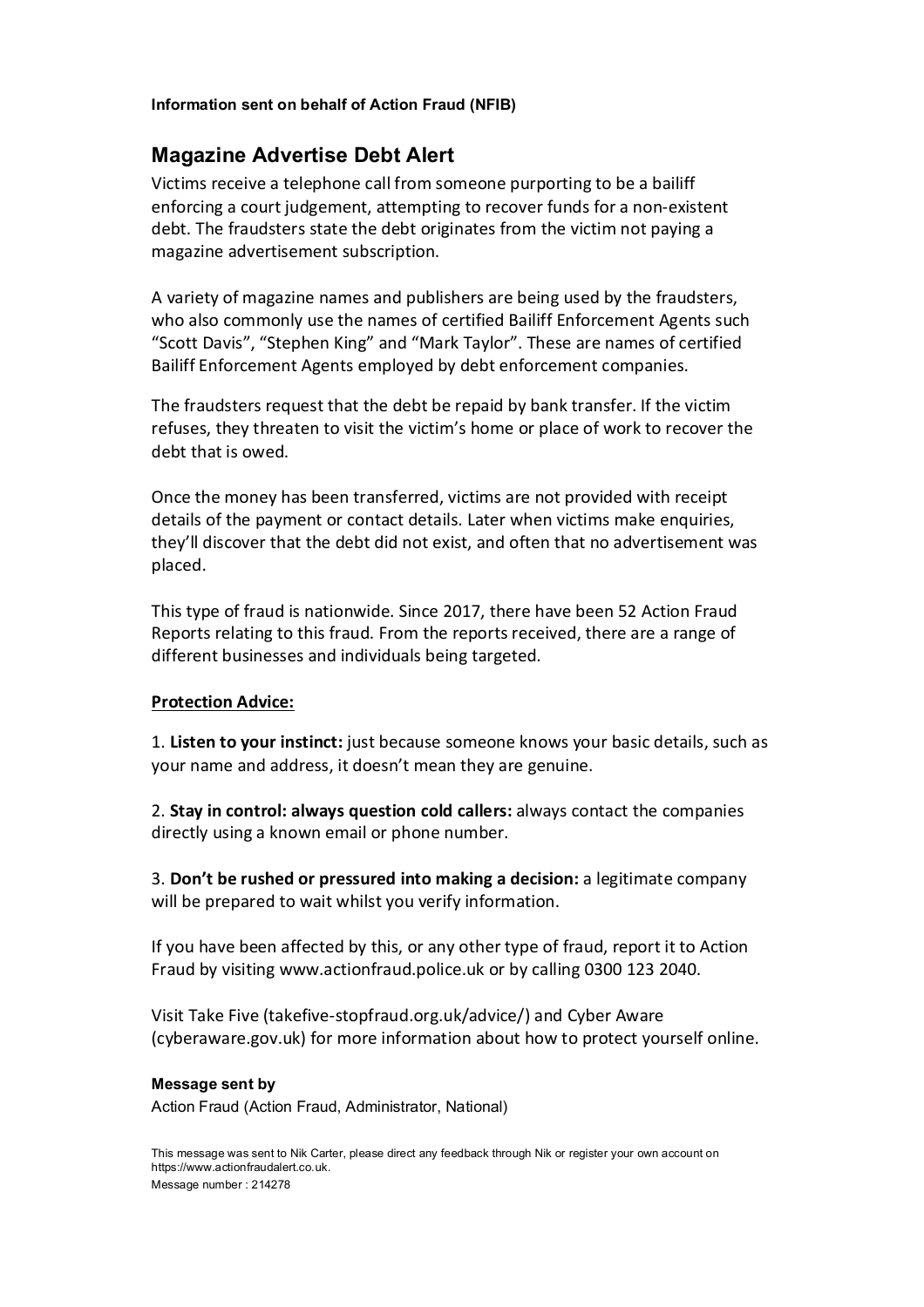**Information sent on behalf of Action Fraud (NFIB)**

## Magazine Advertise Debt Alert

Victims receive a telephone call from someone purporting to be a bailiff enforcing a court judgement, attempting to recover funds for a non-existent debt. The fraudsters state the debt originates from the victim not paying a magazine advertisement subscription.

A variety of magazine names and publishers are being used by the fraudsters, who also commonly use the names of certified Bailiff Enforcement Agents such "Scott Davis", "Stephen King" and "Mark Taylor". These are names of certified Bailiff Enforcement Agents employed by debt enforcement companies.

The fraudsters request that the debt be repaid by bank transfer. If the victim refuses, they threaten to visit the victim's home or place of work to recover the debt that is owed.

Once the money has been transferred, victims are not provided with receipt details of the payment or contact details. Later when victims make enquiries, they'll discover that the debt did not exist, and often that no advertisement was placed.

This type of fraud is nationwide. Since 2017, there have been 52 Action Fraud Reports relating to this fraud. From the reports received, there are a range of different businesses and individuals being targeted.

**Protection Advice:**

1. **Listen to your instinct:** just because someone knows your basic details, such as your name and address, it doesn't mean they are genuine.

2. **Stay in control: always question cold callers:** always contact the companies directly using a known email or phone number.

3. **Don't be rushed or pressured into making a decision:** a legitimate company will be prepared to wait whilst you verify information.

If you have been affected by this, or any other type of fraud, report it to Action Fraud by visiting www.actionfraud.police.uk or by calling 0300 123 2040.

Visit Take Five (takefive-stopfraud.org.uk/advice/) and Cyber Aware (cyberaware.gov.uk) for more information about how to protect yourself online.

**Message sent by**

Action Fraud (Action Fraud, Administrator, National)

This message was sent to Nik Carter, please direct any feedback through Nik or register your own account on https://www.actionfraudalert.co.uk.

Message number : 214278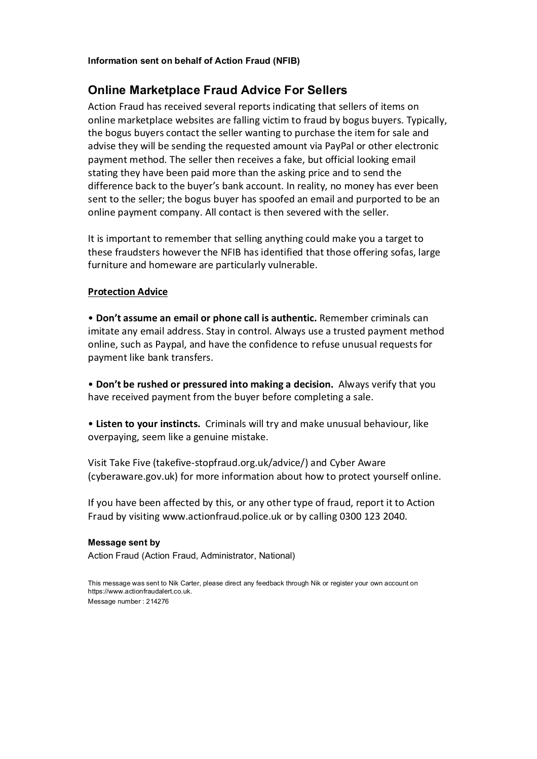**Information sent on behalf of Action Fraud (NFIB)**

## Online Marketplace Fraud Advice For Sellers

Action Fraud has received several reports indicating that sellers of items on online marketplace websites are falling victim to fraud by bogus buyers. Typically, the bogus buyers contact the seller wanting to purchase the item for sale and advise they will be sending the requested amount via PayPal or other electronic payment method. The seller then receives a fake, but official looking email stating they have been paid more than the asking price and to send the difference back to the buyer's bank account. In reality, no money has ever been sent to the seller; the bogus buyer has spoofed an email and purported to be an online payment company. All contact is then severed with the seller.

It is important to remember that selling anything could make you a target to these fraudsters however the NFIB has identified that those offering sofas, large furniture and homeware are particularly vulnerable.

**Protection Advice**

- **Don't assume an email or phone call is authentic.** Remember criminals can imitate any email address. Stay in control. Always use a trusted payment method online, such as Paypal, and have the confidence to refuse unusual requests for payment like bank transfers.

- **Don't be rushed or pressured into making a decision.** Always verify that you have received payment from the buyer before completing a sale.

- **Listen to your instincts.** Criminals will try and make unusual behaviour, like overpaying, seem like a genuine mistake.

Visit Take Five (takefive-stopfraud.org.uk/advice/) and Cyber Aware (cyberaware.gov.uk) for more information about how to protect yourself online.

If you have been affected by this, or any other type of fraud, report it to Action Fraud by visiting www.actionfraud.police.uk or by calling 0300 123 2040.

**Message sent by**

Action Fraud (Action Fraud, Administrator, National)

This message was sent to Nik Carter, please direct any feedback through Nik or register your own account on https://www.actionfraudalert.co.uk.

Message number : 214276